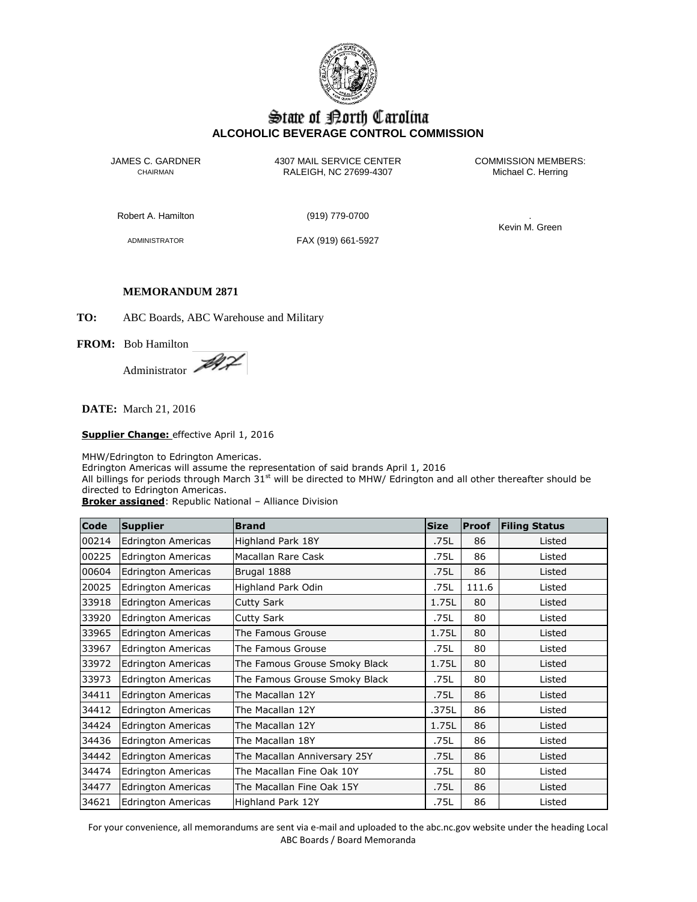# State of North Carolina
## ALCOHOLIC BEVERAGE CONTROL COMMISSION

JAMES C. GARDNER
CHAIRMAN

4307 MAIL SERVICE CENTER
RALEIGH, NC 27699-4307

COMMISSION MEMBERS:
Michael C. Herring

Robert A. Hamilton

ADMINISTRATOR

(919) 779-0700

FAX (919) 661-5927

.
Kevin M. Green

**MEMORANDUM 2871**

**TO:** ABC Boards, ABC Warehouse and Military

**FROM:** Bob Hamilton
Administrator

**DATE:** March 21, 2016

**Supplier Change:** effective April 1, 2016

MHW/Edrington to Edrington Americas.
Edrington Americas will assume the representation of said brands April 1, 2016
All billings for periods through March 31st will be directed to MHW/ Edrington and all other thereafter should be directed to Edrington Americas.
**Broker assigned**: Republic National – Alliance Division

| Code | Supplier | Brand | Size | Proof | Filing Status |
|---|---|---|---|---|---|
| 00214 | Edrington Americas | Highland Park 18Y | .75L | 86 | Listed |
| 00225 | Edrington Americas | Macallan Rare Cask | .75L | 86 | Listed |
| 00604 | Edrington Americas | Brugal 1888 | .75L | 86 | Listed |
| 20025 | Edrington Americas | Highland Park Odin | .75L | 111.6 | Listed |
| 33918 | Edrington Americas | Cutty Sark | 1.75L | 80 | Listed |
| 33920 | Edrington Americas | Cutty Sark | .75L | 80 | Listed |
| 33965 | Edrington Americas | The Famous Grouse | 1.75L | 80 | Listed |
| 33967 | Edrington Americas | The Famous Grouse | .75L | 80 | Listed |
| 33972 | Edrington Americas | The Famous Grouse Smoky Black | 1.75L | 80 | Listed |
| 33973 | Edrington Americas | The Famous Grouse Smoky Black | .75L | 80 | Listed |
| 34411 | Edrington Americas | The Macallan 12Y | .75L | 86 | Listed |
| 34412 | Edrington Americas | The Macallan 12Y | .375L | 86 | Listed |
| 34424 | Edrington Americas | The Macallan 12Y | 1.75L | 86 | Listed |
| 34436 | Edrington Americas | The Macallan 18Y | .75L | 86 | Listed |
| 34442 | Edrington Americas | The Macallan Anniversary 25Y | .75L | 86 | Listed |
| 34474 | Edrington Americas | The Macallan Fine Oak 10Y | .75L | 80 | Listed |
| 34477 | Edrington Americas | The Macallan Fine Oak 15Y | .75L | 86 | Listed |
| 34621 | Edrington Americas | Highland Park 12Y | .75L | 86 | Listed |

For your convenience, all memorandums are sent via e-mail and uploaded to the abc.nc.gov website under the heading Local ABC Boards / Board Memoranda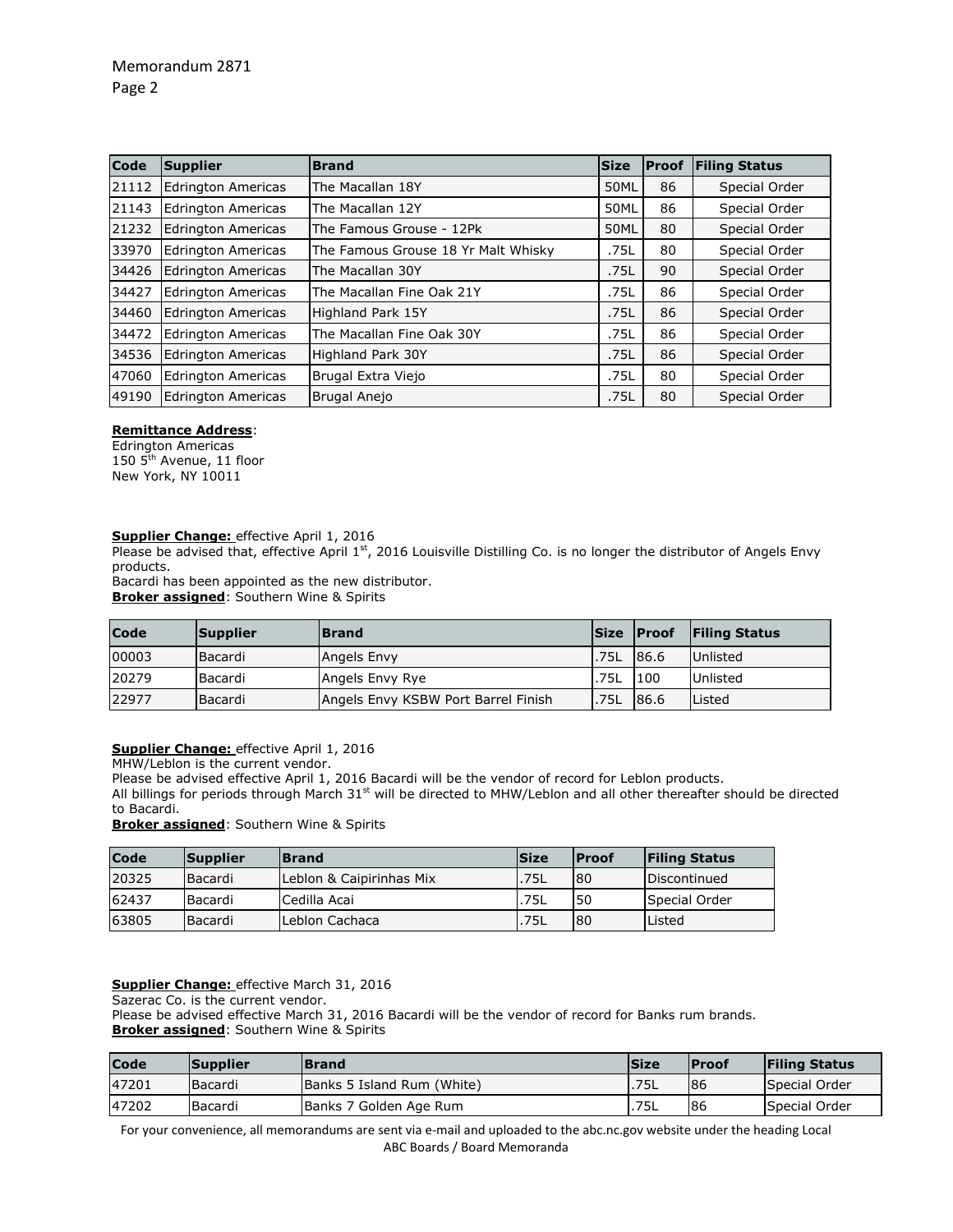| Code | Supplier | Brand | Size | Proof | Filing Status |
|---|---|---|---|---|---|
| 21112 | Edrington Americas | The Macallan 18Y | 50ML | 86 | Special Order |
| 21143 | Edrington Americas | The Macallan 12Y | 50ML | 86 | Special Order |
| 21232 | Edrington Americas | The Famous Grouse - 12Pk | 50ML | 80 | Special Order |
| 33970 | Edrington Americas | The Famous Grouse 18 Yr Malt Whisky | .75L | 80 | Special Order |
| 34426 | Edrington Americas | The Macallan 30Y | .75L | 90 | Special Order |
| 34427 | Edrington Americas | The Macallan Fine Oak 21Y | .75L | 86 | Special Order |
| 34460 | Edrington Americas | Highland Park 15Y | .75L | 86 | Special Order |
| 34472 | Edrington Americas | The Macallan Fine Oak 30Y | .75L | 86 | Special Order |
| 34536 | Edrington Americas | Highland Park 30Y | .75L | 86 | Special Order |
| 47060 | Edrington Americas | Brugal Extra Viejo | .75L | 80 | Special Order |
| 49190 | Edrington Americas | Brugal Anejo | .75L | 80 | Special Order |

**Remittance Address**:
Edrington Americas
150 5th Avenue, 11 floor
New York, NY 10011

**Supplier Change:** effective April 1, 2016
Please be advised that, effective April 1st, 2016 Louisville Distilling Co. is no longer the distributor of Angels Envy products.
Bacardi has been appointed as the new distributor.
**Broker assigned**: Southern Wine & Spirits

| Code | Supplier | Brand | Size | Proof | Filing Status |
|---|---|---|---|---|---|
| 00003 | Bacardi | Angels Envy | .75L | 86.6 | Unlisted |
| 20279 | Bacardi | Angels Envy Rye | .75L | 100 | Unlisted |
| 22977 | Bacardi | Angels Envy KSBW Port Barrel Finish | .75L | 86.6 | Listed |

**Supplier Change:** effective April 1, 2016
MHW/Leblon is the current vendor.
Please be advised effective April 1, 2016 Bacardi will be the vendor of record for Leblon products.
All billings for periods through March 31st will be directed to MHW/Leblon and all other thereafter should be directed to Bacardi.
**Broker assigned**: Southern Wine & Spirits

| Code | Supplier | Brand | Size | Proof | Filing Status |
|---|---|---|---|---|---|
| 20325 | Bacardi | Leblon & Caipirinhas Mix | .75L | 80 | Discontinued |
| 62437 | Bacardi | Cedilla Acai | .75L | 50 | Special Order |
| 63805 | Bacardi | Leblon Cachaca | .75L | 80 | Listed |

**Supplier Change:** effective March 31, 2016
Sazerac Co. is the current vendor.
Please be advised effective March 31, 2016 Bacardi will be the vendor of record for Banks rum brands.
**Broker assigned**: Southern Wine & Spirits

| Code | Supplier | Brand | Size | Proof | Filing Status |
|---|---|---|---|---|---|
| 47201 | Bacardi | Banks 5 Island Rum (White) | .75L | 86 | Special Order |
| 47202 | Bacardi | Banks 7 Golden Age Rum | .75L | 86 | Special Order |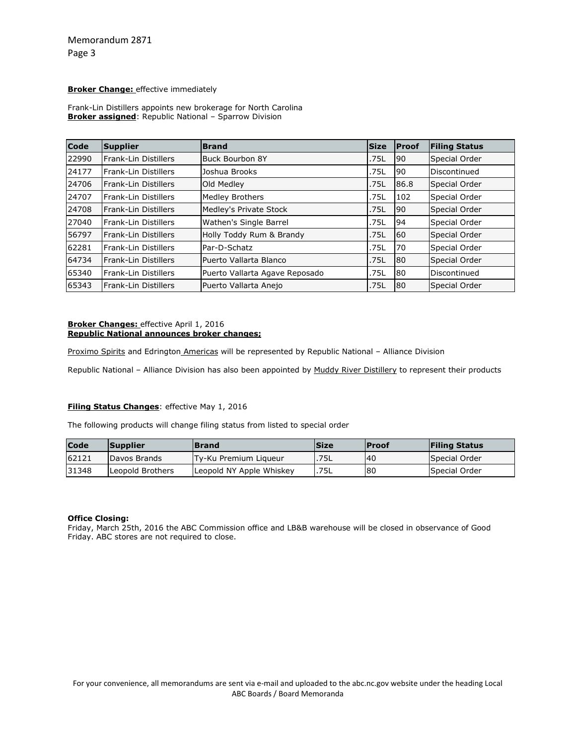**Broker Change:** effective immediately

Frank-Lin Distillers appoints new brokerage for North Carolina
**Broker assigned**: Republic National – Sparrow Division

| Code | Supplier | Brand | Size | Proof | Filing Status |
|---|---|---|---|---|---|
| 22990 | Frank-Lin Distillers | Buck Bourbon 8Y | .75L | 90 | Special Order |
| 24177 | Frank-Lin Distillers | Joshua Brooks | .75L | 90 | Discontinued |
| 24706 | Frank-Lin Distillers | Old Medley | .75L | 86.8 | Special Order |
| 24707 | Frank-Lin Distillers | Medley Brothers | .75L | 102 | Special Order |
| 24708 | Frank-Lin Distillers | Medley's Private Stock | .75L | 90 | Special Order |
| 27040 | Frank-Lin Distillers | Wathen's Single Barrel | .75L | 94 | Special Order |
| 56797 | Frank-Lin Distillers | Holly Toddy Rum & Brandy | .75L | 60 | Special Order |
| 62281 | Frank-Lin Distillers | Par-D-Schatz | .75L | 70 | Special Order |
| 64734 | Frank-Lin Distillers | Puerto Vallarta Blanco | .75L | 80 | Special Order |
| 65340 | Frank-Lin Distillers | Puerto Vallarta Agave Reposado | .75L | 80 | Discontinued |
| 65343 | Frank-Lin Distillers | Puerto Vallarta Anejo | .75L | 80 | Special Order |

**Broker Changes:** effective April 1, 2016
**Republic National announces broker changes;**

Proximo Spirits and Edrington Americas will be represented by Republic National – Alliance Division

Republic National – Alliance Division has also been appointed by Muddy River Distillery to represent their products

**Filing Status Changes**: effective May 1, 2016

The following products will change filing status from listed to special order

| Code | Supplier | Brand | Size | Proof | Filing Status |
|---|---|---|---|---|---|
| 62121 | Davos Brands | Ty-Ku Premium Liqueur | .75L | 40 | Special Order |
| 31348 | Leopold Brothers | Leopold NY Apple Whiskey | .75L | 80 | Special Order |

**Office Closing:**
Friday, March 25th, 2016 the ABC Commission office and LB&B warehouse will be closed in observance of Good Friday. ABC stores are not required to close.

For your convenience, all memorandums are sent via e-mail and uploaded to the abc.nc.gov website under the heading Local ABC Boards / Board Memoranda